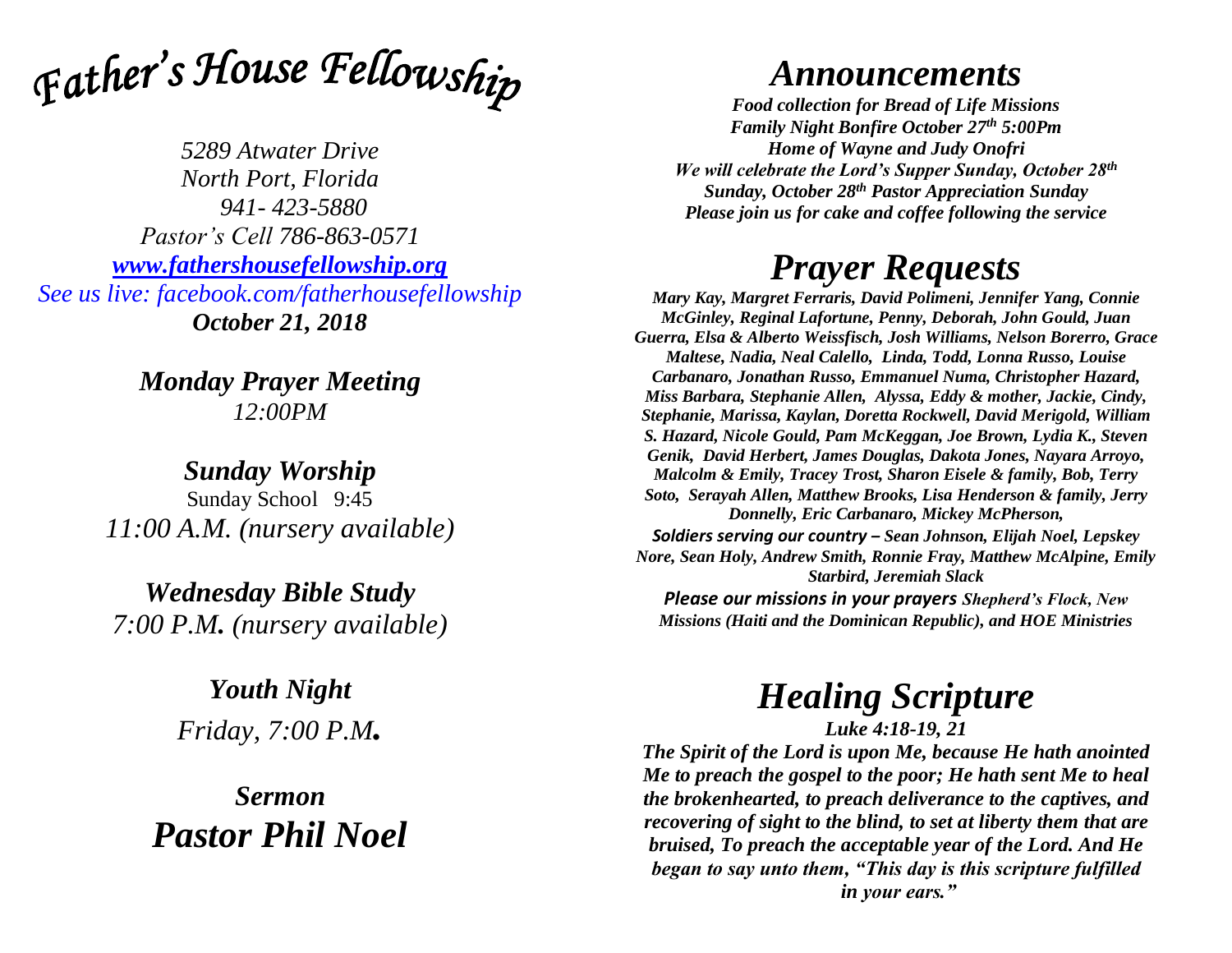# *Father's House Fellowship*

*5289 Atwater Drive*
*North Port, Florida*
*941- 423-5880*
*Pastor's Cell 786-863-0571*
*[www.fathershousefellowship.org](http://www.fathershousefellowship.org)*
*See us live: facebook.com/fatherhousefellowship*
***October 21, 2018***

***Monday Prayer Meeting***
*12:00PM*

***Sunday Worship***
Sunday School 9:45
*11:00 A.M. (nursery available)*

***Wednesday Bible Study***
*7:00 P.M. (nursery available)*

***Youth Night***
*Friday, 7:00 P.M.*

***Sermon***
***Pastor Phil Noel***

# *Announcements*

***Food collection for Bread of Life Missions***
***Family Night Bonfire October 27th 5:00Pm***
***Home of Wayne and Judy Onofri***
***We will celebrate the Lord's Supper Sunday, October 28th***
***Sunday, October 28th Pastor Appreciation Sunday***
***Please join us for cake and coffee following the service***

# *Prayer Requests*

***Mary Kay, Margret Ferraris, David Polimeni, Jennifer Yang, Connie McGinley, Reginal Lafortune, Penny, Deborah, John Gould, Juan Guerra, Elsa & Alberto Weissfisch, Josh Williams, Nelson Borerro, Grace Maltese, Nadia, Neal Calello, Linda, Todd, Lonna Russo, Louise Carbanaro, Jonathan Russo, Emmanuel Numa, Christopher Hazard, Miss Barbara, Stephanie Allen, Alyssa, Eddy & mother, Jackie, Cindy, Stephanie, Marissa, Kaylan, Doretta Rockwell, David Merigold, William S. Hazard, Nicole Gould, Pam McKeggan, Joe Brown, Lydia K., Steven Genik, David Herbert, James Douglas, Dakota Jones, Nayara Arroyo, Malcolm & Emily, Tracey Trost, Sharon Eisele & family, Bob, Terry Soto, Serayah Allen, Matthew Brooks, Lisa Henderson & family, Jerry Donnelly, Eric Carbanaro, Mickey McPherson,***

***Soldiers serving our country – Sean Johnson, Elijah Noel, Lepskey Nore, Sean Holy, Andrew Smith, Ronnie Fray, Matthew McAlpine, Emily Starbird, Jeremiah Slack***

***Please our missions in your prayers Shepherd's Flock, New Missions (Haiti and the Dominican Republic), and HOE Ministries***

# *Healing Scripture*

***Luke 4:18-19, 21***

***The Spirit of the Lord is upon Me, because He hath anointed Me to preach the gospel to the poor; He hath sent Me to heal the brokenhearted, to preach deliverance to the captives, and recovering of sight to the blind, to set at liberty them that are bruised, To preach the acceptable year of the Lord. And He began to say unto them, "This day is this scripture fulfilled in your ears."***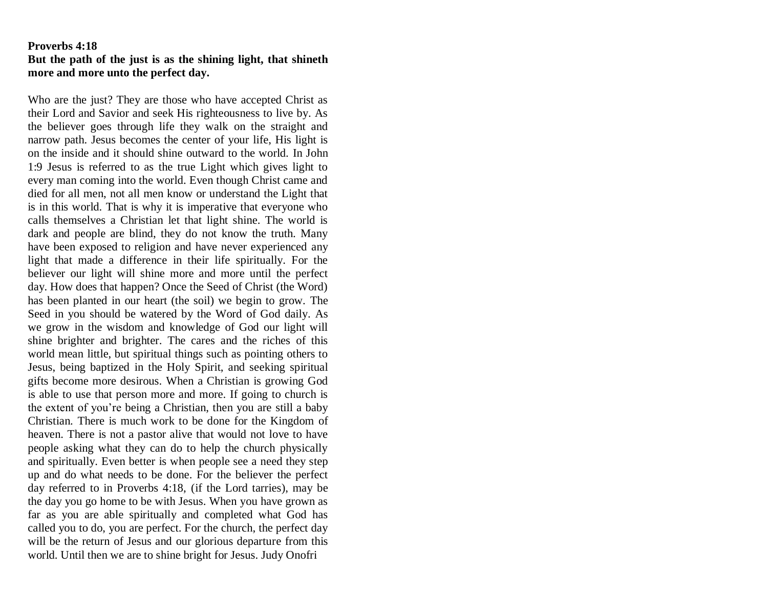**Proverbs 4:18**
**But the path of the just is as the shining light, that shineth more and more unto the perfect day.**

Who are the just? They are those who have accepted Christ as their Lord and Savior and seek His righteousness to live by. As the believer goes through life they walk on the straight and narrow path. Jesus becomes the center of your life, His light is on the inside and it should shine outward to the world. In John 1:9 Jesus is referred to as the true Light which gives light to every man coming into the world. Even though Christ came and died for all men, not all men know or understand the Light that is in this world. That is why it is imperative that everyone who calls themselves a Christian let that light shine. The world is dark and people are blind, they do not know the truth. Many have been exposed to religion and have never experienced any light that made a difference in their life spiritually. For the believer our light will shine more and more until the perfect day. How does that happen? Once the Seed of Christ (the Word) has been planted in our heart (the soil) we begin to grow. The Seed in you should be watered by the Word of God daily. As we grow in the wisdom and knowledge of God our light will shine brighter and brighter. The cares and the riches of this world mean little, but spiritual things such as pointing others to Jesus, being baptized in the Holy Spirit, and seeking spiritual gifts become more desirous. When a Christian is growing God is able to use that person more and more. If going to church is the extent of you're being a Christian, then you are still a baby Christian. There is much work to be done for the Kingdom of heaven. There is not a pastor alive that would not love to have people asking what they can do to help the church physically and spiritually. Even better is when people see a need they step up and do what needs to be done. For the believer the perfect day referred to in Proverbs 4:18, (if the Lord tarries), may be the day you go home to be with Jesus. When you have grown as far as you are able spiritually and completed what God has called you to do, you are perfect. For the church, the perfect day will be the return of Jesus and our glorious departure from this world. Until then we are to shine bright for Jesus. Judy Onofri